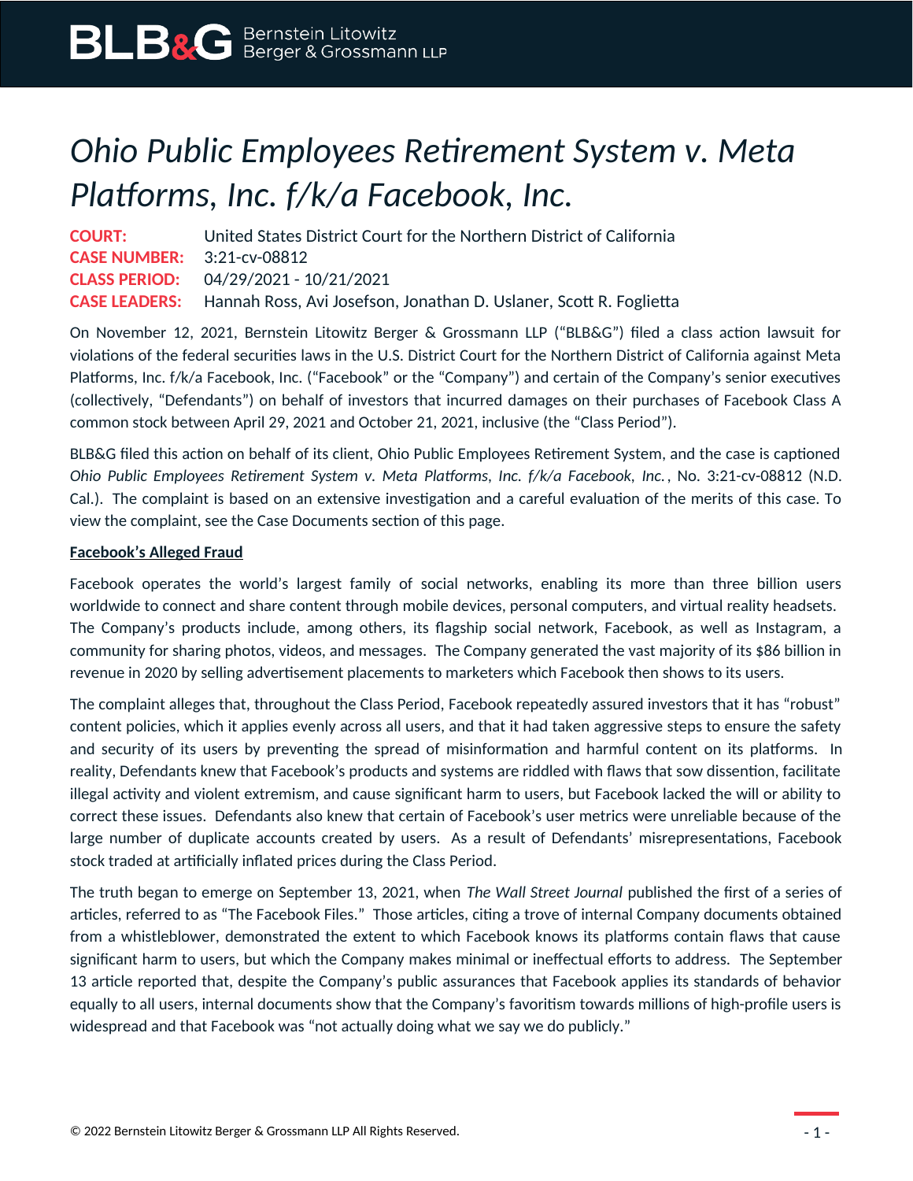# *Ohio Public Employees Retirement System v. Meta Platforms, Inc. f/k/a Facebook, Inc.*

**COURT:** United States District Court for the Northern District of California
**CASE NUMBER:** 3:21-cv-08812
**CLASS PERIOD:** 04/29/2021 - 10/21/2021
**CASE LEADERS:** Hannah Ross, Avi Josefson, Jonathan D. Uslaner, Scott R. Foglietta

On November 12, 2021, Bernstein Litowitz Berger & Grossmann LLP ("BLB&G") filed a class action lawsuit for violations of the federal securities laws in the U.S. District Court for the Northern District of California against Meta Platforms, Inc. f/k/a Facebook, Inc. ("Facebook" or the "Company") and certain of the Company's senior executives (collectively, "Defendants") on behalf of investors that incurred damages on their purchases of Facebook Class A common stock between April 29, 2021 and October 21, 2021, inclusive (the "Class Period").

BLB&G filed this action on behalf of its client, Ohio Public Employees Retirement System, and the case is captioned *Ohio Public Employees Retirement System v. Meta Platforms, Inc. f/k/a Facebook, Inc.*, No. 3:21-cv-08812 (N.D. Cal.). The complaint is based on an extensive investigation and a careful evaluation of the merits of this case. To view the complaint, see the Case Documents section of this page.

**Facebook's Alleged Fraud**

Facebook operates the world's largest family of social networks, enabling its more than three billion users worldwide to connect and share content through mobile devices, personal computers, and virtual reality headsets. The Company's products include, among others, its flagship social network, Facebook, as well as Instagram, a community for sharing photos, videos, and messages. The Company generated the vast majority of its $86 billion in revenue in 2020 by selling advertisement placements to marketers which Facebook then shows to its users.

The complaint alleges that, throughout the Class Period, Facebook repeatedly assured investors that it has "robust" content policies, which it applies evenly across all users, and that it had taken aggressive steps to ensure the safety and security of its users by preventing the spread of misinformation and harmful content on its platforms. In reality, Defendants knew that Facebook's products and systems are riddled with flaws that sow dissention, facilitate illegal activity and violent extremism, and cause significant harm to users, but Facebook lacked the will or ability to correct these issues. Defendants also knew that certain of Facebook's user metrics were unreliable because of the large number of duplicate accounts created by users. As a result of Defendants' misrepresentations, Facebook stock traded at artificially inflated prices during the Class Period.

The truth began to emerge on September 13, 2021, when *The Wall Street Journal* published the first of a series of articles, referred to as "The Facebook Files." Those articles, citing a trove of internal Company documents obtained from a whistleblower, demonstrated the extent to which Facebook knows its platforms contain flaws that cause significant harm to users, but which the Company makes minimal or ineffectual efforts to address. The September 13 article reported that, despite the Company's public assurances that Facebook applies its standards of behavior equally to all users, internal documents show that the Company's favoritism towards millions of high-profile users is widespread and that Facebook was "not actually doing what we say we do publicly."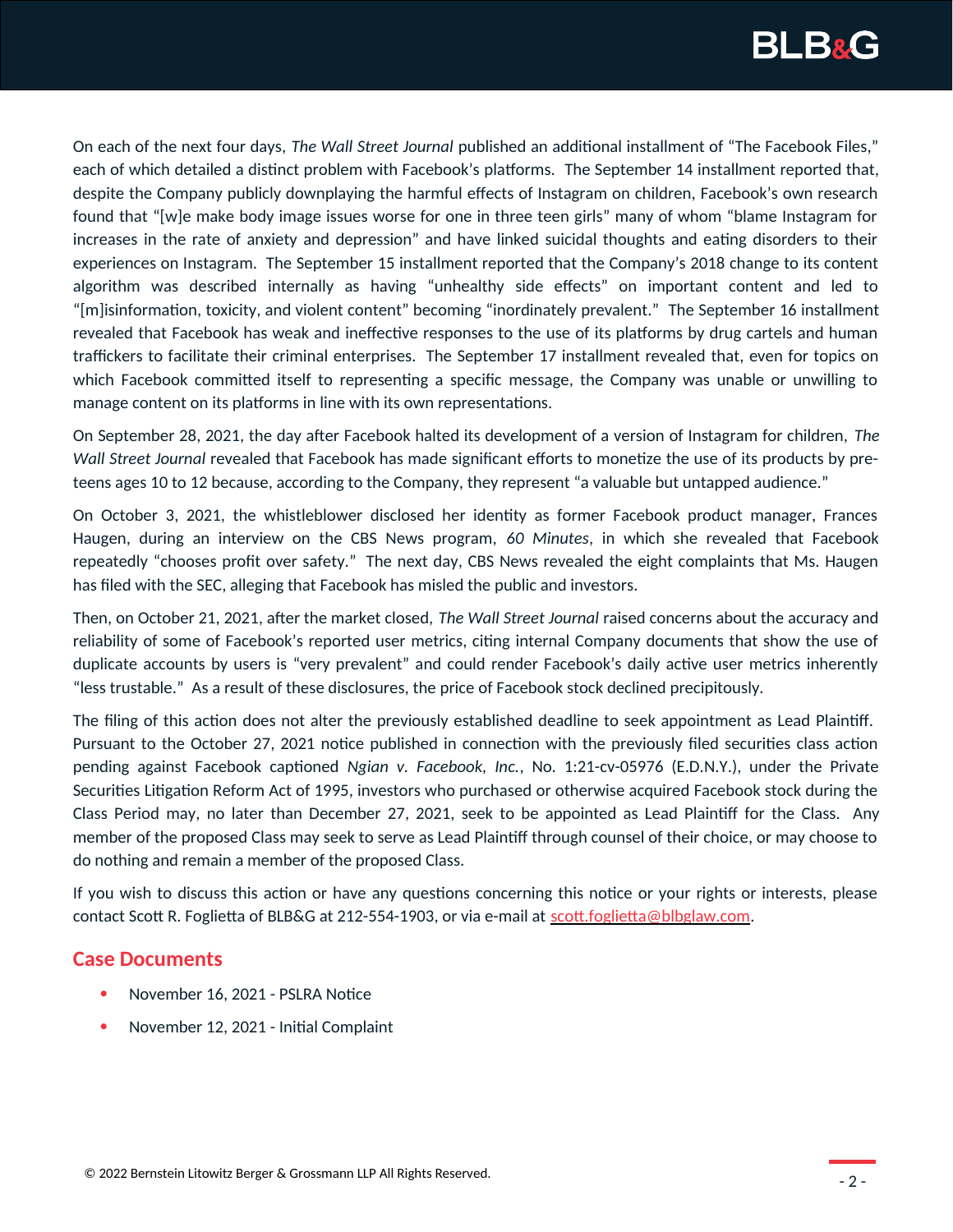On each of the next four days, *The Wall Street Journal* published an additional installment of "The Facebook Files," each of which detailed a distinct problem with Facebook's platforms. The September 14 installment reported that, despite the Company publicly downplaying the harmful effects of Instagram on children, Facebook's own research found that "[w]e make body image issues worse for one in three teen girls" many of whom "blame Instagram for increases in the rate of anxiety and depression" and have linked suicidal thoughts and eating disorders to their experiences on Instagram. The September 15 installment reported that the Company's 2018 change to its content algorithm was described internally as having "unhealthy side effects" on important content and led to "[m]isinformation, toxicity, and violent content" becoming "inordinately prevalent." The September 16 installment revealed that Facebook has weak and ineffective responses to the use of its platforms by drug cartels and human traffickers to facilitate their criminal enterprises. The September 17 installment revealed that, even for topics on which Facebook committed itself to representing a specific message, the Company was unable or unwilling to manage content on its platforms in line with its own representations.

On September 28, 2021, the day after Facebook halted its development of a version of Instagram for children, *The Wall Street Journal* revealed that Facebook has made significant efforts to monetize the use of its products by pre-teens ages 10 to 12 because, according to the Company, they represent "a valuable but untapped audience."

On October 3, 2021, the whistleblower disclosed her identity as former Facebook product manager, Frances Haugen, during an interview on the CBS News program, *60 Minutes*, in which she revealed that Facebook repeatedly "chooses profit over safety." The next day, CBS News revealed the eight complaints that Ms. Haugen has filed with the SEC, alleging that Facebook has misled the public and investors.

Then, on October 21, 2021, after the market closed, *The Wall Street Journal* raised concerns about the accuracy and reliability of some of Facebook's reported user metrics, citing internal Company documents that show the use of duplicate accounts by users is "very prevalent" and could render Facebook's daily active user metrics inherently "less trustable." As a result of these disclosures, the price of Facebook stock declined precipitously.

The filing of this action does not alter the previously established deadline to seek appointment as Lead Plaintiff. Pursuant to the October 27, 2021 notice published in connection with the previously filed securities class action pending against Facebook captioned *Ngian v. Facebook, Inc.*, No. 1:21-cv-05976 (E.D.N.Y.), under the Private Securities Litigation Reform Act of 1995, investors who purchased or otherwise acquired Facebook stock during the Class Period may, no later than December 27, 2021, seek to be appointed as Lead Plaintiff for the Class. Any member of the proposed Class may seek to serve as Lead Plaintiff through counsel of their choice, or may choose to do nothing and remain a member of the proposed Class.

If you wish to discuss this action or have any questions concerning this notice or your rights or interests, please contact Scott R. Foglietta of BLB&G at 212-554-1903, or via e-mail at scott.foglietta@blbglaw.com.

## Case Documents

- November 16, 2021 - PSLRA Notice
- November 12, 2021 - Initial Complaint

© 2022 Bernstein Litowitz Berger & Grossmann LLP All Rights Reserved.